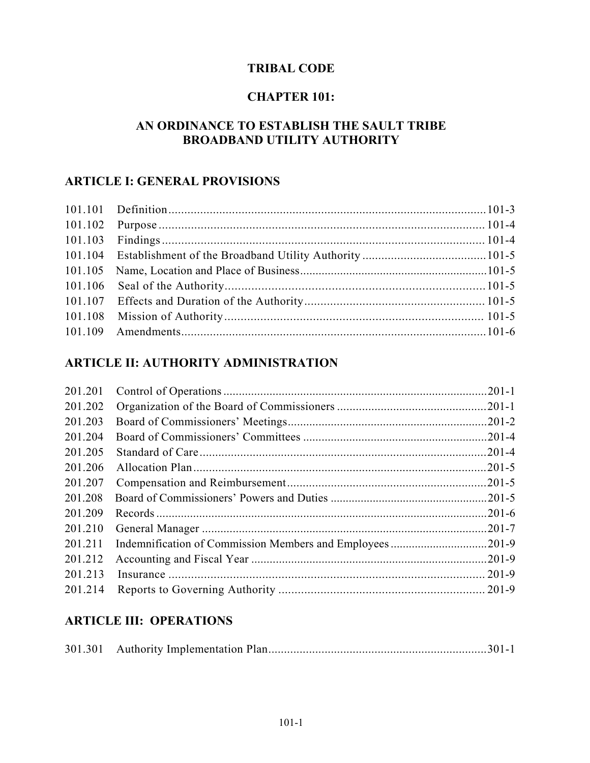# TRIBAL CODE

## CHAPTER 101:

## AN ORDINANCE TO ESTABLISH THE SAULT TRIBE BROADBAND UTILITY AUTHORITY

### ARTICLE I: GENERAL PROVISIONS

| | | |
|---|---|---|
| 101.101 | Definition | 101-3 |
| 101.102 | Purpose | 101-4 |
| 101.103 | Findings | 101-4 |
| 101.104 | Establishment of the Broadband Utility Authority | 101-5 |
| 101.105 | Name, Location and Place of Business | 101-5 |
| 101.106 | Seal of the Authority | 101-5 |
| 101.107 | Effects and Duration of the Authority | 101-5 |
| 101.108 | Mission of Authority | 101-5 |
| 101.109 | Amendments | 101-6 |

### ARTICLE II: AUTHORITY ADMINISTRATION

| | | |
|---|---|---|
| 201.201 | Control of Operations | 201-1 |
| 201.202 | Organization of the Board of Commissioners | 201-1 |
| 201.203 | Board of Commissioners' Meetings | 201-2 |
| 201.204 | Board of Commissioners' Committees | 201-4 |
| 201.205 | Standard of Care | 201-4 |
| 201.206 | Allocation Plan | 201-5 |
| 201.207 | Compensation and Reimbursement | 201-5 |
| 201.208 | Board of Commissioners' Powers and Duties | 201-5 |
| 201.209 | Records | 201-6 |
| 201.210 | General Manager | 201-7 |
| 201.211 | Indemnification of Commission Members and Employees | 201-9 |
| 201.212 | Accounting and Fiscal Year | 201-9 |
| 201.213 | Insurance | 201-9 |
| 201.214 | Reports to Governing Authority | 201-9 |

### ARTICLE III: OPERATIONS

| | | |
|---|---|---|
| 301.301 | Authority Implementation Plan | 301-1 |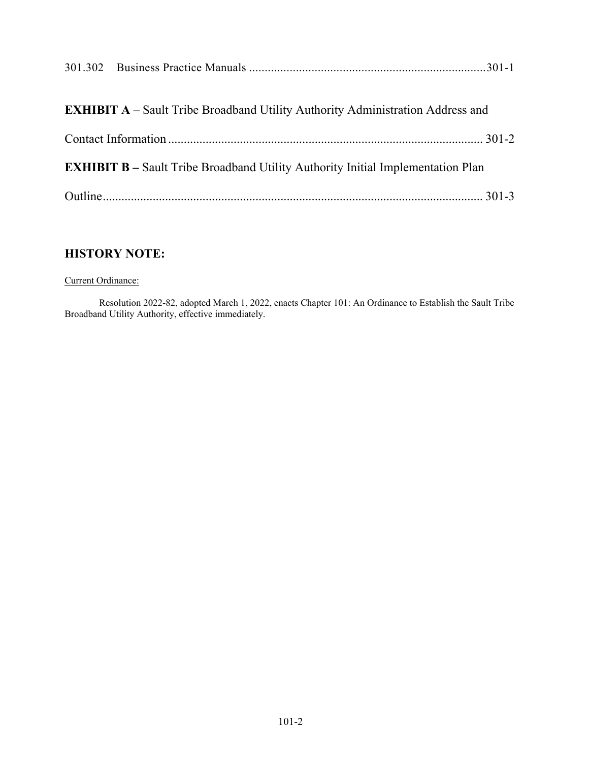301.302 Business Practice Manuals ....................................................................301-1

**EXHIBIT A –** Sault Tribe Broadband Utility Authority Administration Address and Contact Information ....................................................................................... 301-2

**EXHIBIT B –** Sault Tribe Broadband Utility Authority Initial Implementation Plan Outline.......................................................................................................... 301-3

## HISTORY NOTE:

Current Ordinance:

Resolution 2022-82, adopted March 1, 2022, enacts Chapter 101: An Ordinance to Establish the Sault Tribe Broadband Utility Authority, effective immediately.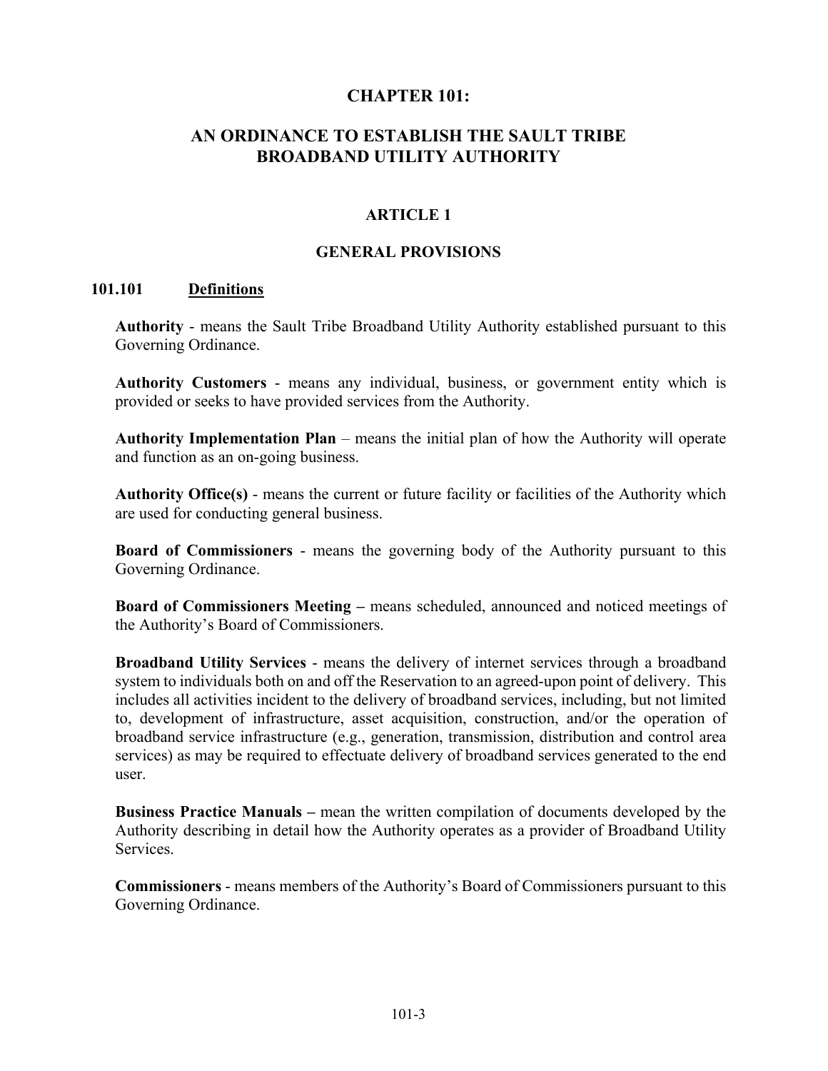# CHAPTER 101:

# AN ORDINANCE TO ESTABLISH THE SAULT TRIBE BROADBAND UTILITY AUTHORITY

## ARTICLE 1

## GENERAL PROVISIONS

### 101.101 <u>Definitions</u>

**Authority** - means the Sault Tribe Broadband Utility Authority established pursuant to this Governing Ordinance.

**Authority Customers** - means any individual, business, or government entity which is provided or seeks to have provided services from the Authority.

**Authority Implementation Plan** – means the initial plan of how the Authority will operate and function as an on-going business.

**Authority Office(s)** - means the current or future facility or facilities of the Authority which are used for conducting general business.

**Board of Commissioners** - means the governing body of the Authority pursuant to this Governing Ordinance.

**Board of Commissioners Meeting –** means scheduled, announced and noticed meetings of the Authority's Board of Commissioners.

**Broadband Utility Services** - means the delivery of internet services through a broadband system to individuals both on and off the Reservation to an agreed-upon point of delivery. This includes all activities incident to the delivery of broadband services, including, but not limited to, development of infrastructure, asset acquisition, construction, and/or the operation of broadband service infrastructure (e.g., generation, transmission, distribution and control area services) as may be required to effectuate delivery of broadband services generated to the end user.

**Business Practice Manuals –** mean the written compilation of documents developed by the Authority describing in detail how the Authority operates as a provider of Broadband Utility Services.

**Commissioners** - means members of the Authority's Board of Commissioners pursuant to this Governing Ordinance.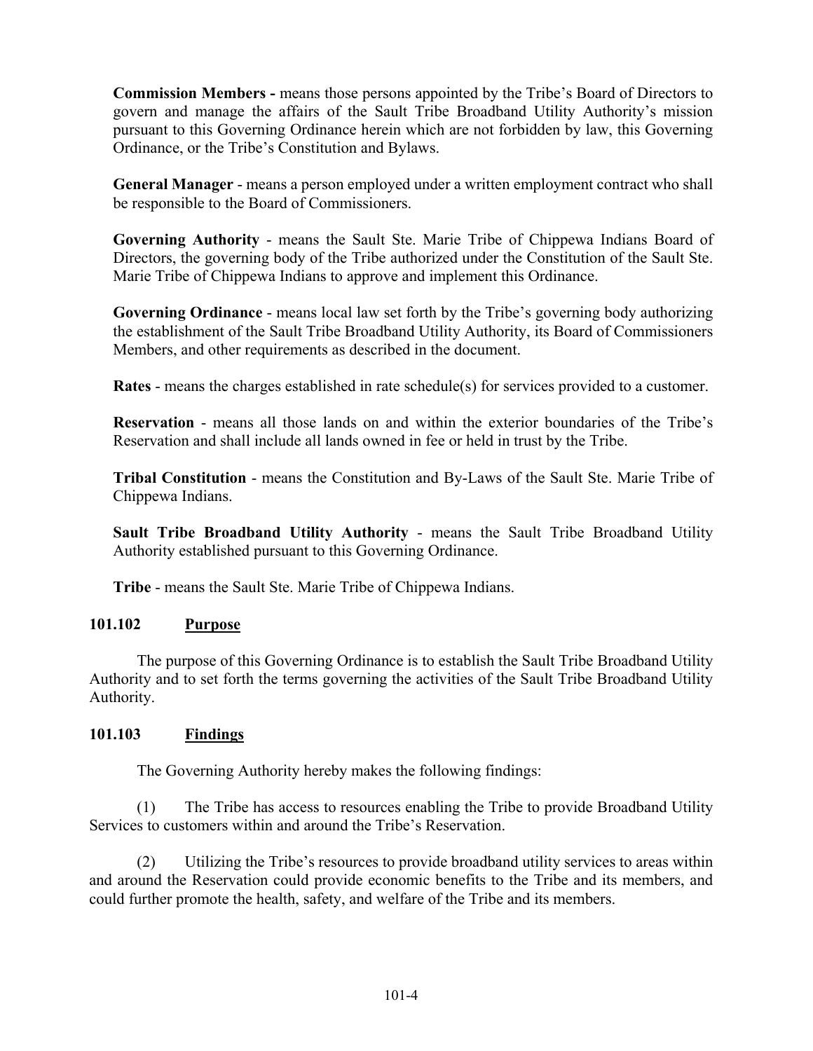**Commission Members -** means those persons appointed by the Tribe's Board of Directors to govern and manage the affairs of the Sault Tribe Broadband Utility Authority's mission pursuant to this Governing Ordinance herein which are not forbidden by law, this Governing Ordinance, or the Tribe's Constitution and Bylaws.

**General Manager** - means a person employed under a written employment contract who shall be responsible to the Board of Commissioners.

**Governing Authority** - means the Sault Ste. Marie Tribe of Chippewa Indians Board of Directors, the governing body of the Tribe authorized under the Constitution of the Sault Ste. Marie Tribe of Chippewa Indians to approve and implement this Ordinance.

**Governing Ordinance** - means local law set forth by the Tribe's governing body authorizing the establishment of the Sault Tribe Broadband Utility Authority, its Board of Commissioners Members, and other requirements as described in the document.

**Rates** - means the charges established in rate schedule(s) for services provided to a customer.

**Reservation** - means all those lands on and within the exterior boundaries of the Tribe's Reservation and shall include all lands owned in fee or held in trust by the Tribe.

**Tribal Constitution** - means the Constitution and By-Laws of the Sault Ste. Marie Tribe of Chippewa Indians.

**Sault Tribe Broadband Utility Authority** - means the Sault Tribe Broadband Utility Authority established pursuant to this Governing Ordinance.

**Tribe** - means the Sault Ste. Marie Tribe of Chippewa Indians.

### 101.102 Purpose

The purpose of this Governing Ordinance is to establish the Sault Tribe Broadband Utility Authority and to set forth the terms governing the activities of the Sault Tribe Broadband Utility Authority.

### 101.103 Findings

The Governing Authority hereby makes the following findings:

(1) The Tribe has access to resources enabling the Tribe to provide Broadband Utility Services to customers within and around the Tribe's Reservation.

(2) Utilizing the Tribe's resources to provide broadband utility services to areas within and around the Reservation could provide economic benefits to the Tribe and its members, and could further promote the health, safety, and welfare of the Tribe and its members.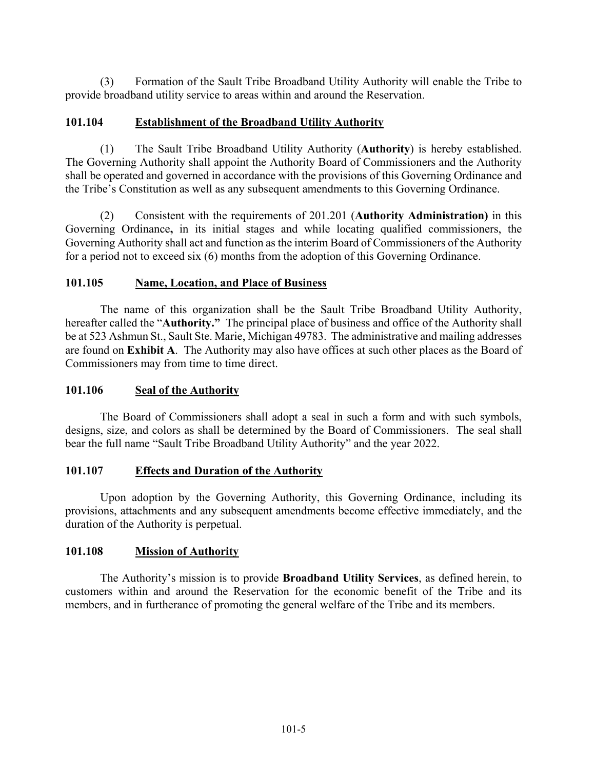(3) Formation of the Sault Tribe Broadband Utility Authority will enable the Tribe to provide broadband utility service to areas within and around the Reservation.

### 101.104 Establishment of the Broadband Utility Authority

(1) The Sault Tribe Broadband Utility Authority (**Authority**) is hereby established. The Governing Authority shall appoint the Authority Board of Commissioners and the Authority shall be operated and governed in accordance with the provisions of this Governing Ordinance and the Tribe's Constitution as well as any subsequent amendments to this Governing Ordinance.

(2) Consistent with the requirements of 201.201 (**Authority Administration)** in this Governing Ordinance**,** in its initial stages and while locating qualified commissioners, the Governing Authority shall act and function as the interim Board of Commissioners of the Authority for a period not to exceed six (6) months from the adoption of this Governing Ordinance.

### 101.105 Name, Location, and Place of Business

The name of this organization shall be the Sault Tribe Broadband Utility Authority, hereafter called the "**Authority.**" The principal place of business and office of the Authority shall be at 523 Ashmun St., Sault Ste. Marie, Michigan 49783. The administrative and mailing addresses are found on **Exhibit A**. The Authority may also have offices at such other places as the Board of Commissioners may from time to time direct.

### 101.106 Seal of the Authority

The Board of Commissioners shall adopt a seal in such a form and with such symbols, designs, size, and colors as shall be determined by the Board of Commissioners. The seal shall bear the full name "Sault Tribe Broadband Utility Authority" and the year 2022.

### 101.107 Effects and Duration of the Authority

Upon adoption by the Governing Authority, this Governing Ordinance, including its provisions, attachments and any subsequent amendments become effective immediately, and the duration of the Authority is perpetual.

### 101.108 Mission of Authority

The Authority's mission is to provide **Broadband Utility Services**, as defined herein, to customers within and around the Reservation for the economic benefit of the Tribe and its members, and in furtherance of promoting the general welfare of the Tribe and its members.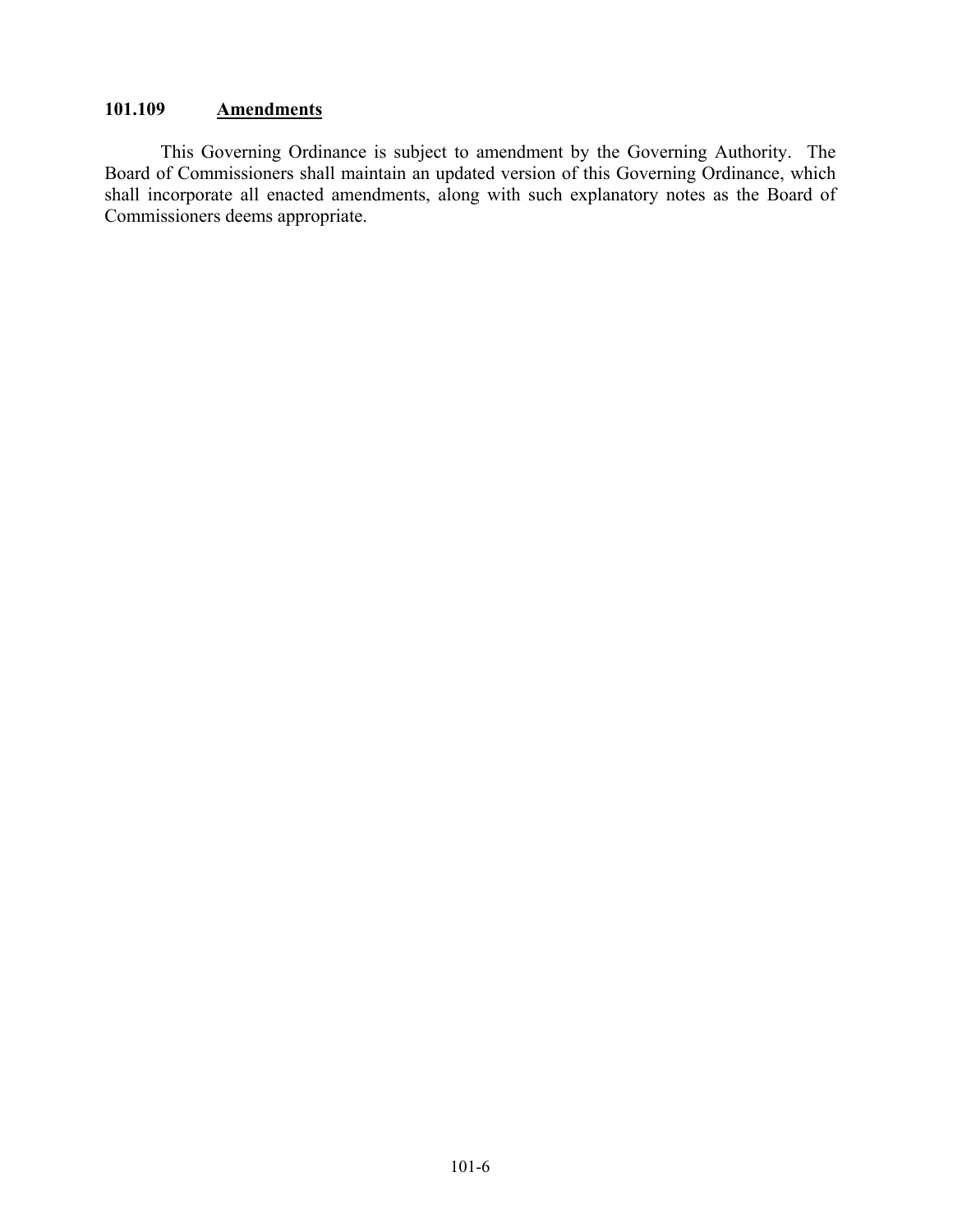### 101.109 <u>Amendments</u>

This Governing Ordinance is subject to amendment by the Governing Authority. The Board of Commissioners shall maintain an updated version of this Governing Ordinance, which shall incorporate all enacted amendments, along with such explanatory notes as the Board of Commissioners deems appropriate.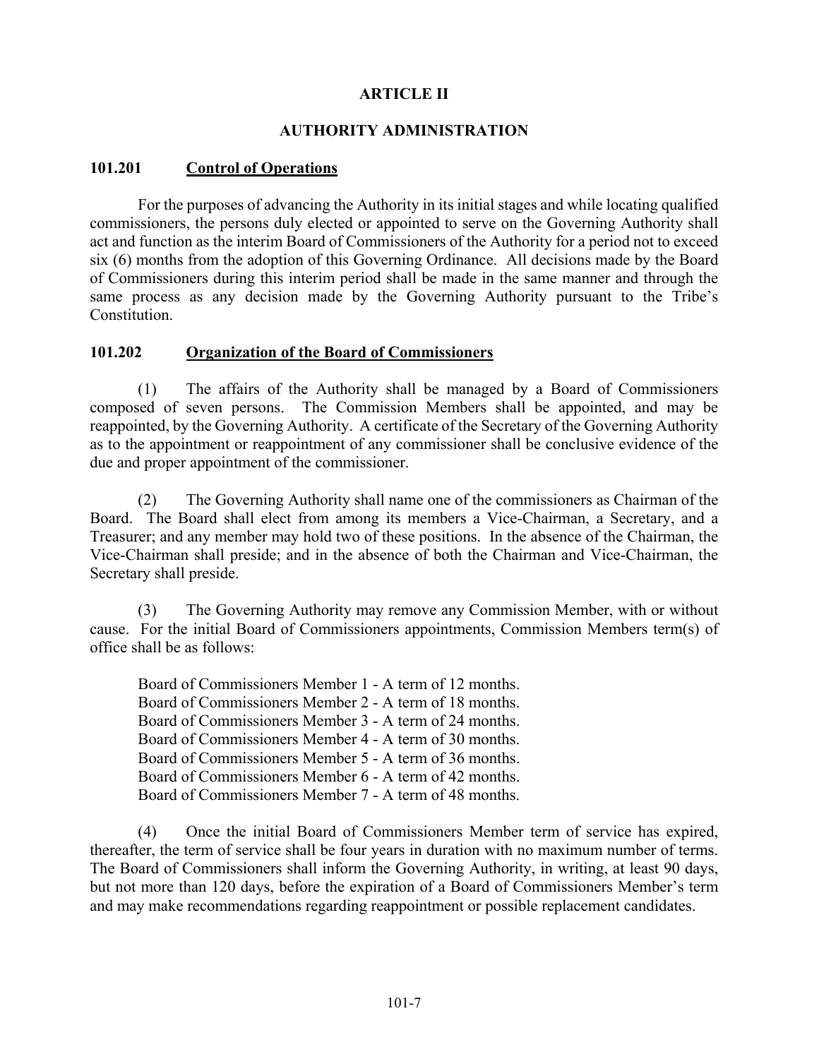# ARTICLE II

## AUTHORITY ADMINISTRATION

### 101.201 Control of Operations

For the purposes of advancing the Authority in its initial stages and while locating qualified commissioners, the persons duly elected or appointed to serve on the Governing Authority shall act and function as the interim Board of Commissioners of the Authority for a period not to exceed six (6) months from the adoption of this Governing Ordinance. All decisions made by the Board of Commissioners during this interim period shall be made in the same manner and through the same process as any decision made by the Governing Authority pursuant to the Tribe's Constitution.

### 101.202 Organization of the Board of Commissioners

(1) The affairs of the Authority shall be managed by a Board of Commissioners composed of seven persons. The Commission Members shall be appointed, and may be reappointed, by the Governing Authority. A certificate of the Secretary of the Governing Authority as to the appointment or reappointment of any commissioner shall be conclusive evidence of the due and proper appointment of the commissioner.

(2) The Governing Authority shall name one of the commissioners as Chairman of the Board. The Board shall elect from among its members a Vice-Chairman, a Secretary, and a Treasurer; and any member may hold two of these positions. In the absence of the Chairman, the Vice-Chairman shall preside; and in the absence of both the Chairman and Vice-Chairman, the Secretary shall preside.

(3) The Governing Authority may remove any Commission Member, with or without cause. For the initial Board of Commissioners appointments, Commission Members term(s) of office shall be as follows:

Board of Commissioners Member 1 - A term of 12 months.
Board of Commissioners Member 2 - A term of 18 months.
Board of Commissioners Member 3 - A term of 24 months.
Board of Commissioners Member 4 - A term of 30 months.
Board of Commissioners Member 5 - A term of 36 months.
Board of Commissioners Member 6 - A term of 42 months.
Board of Commissioners Member 7 - A term of 48 months.

(4) Once the initial Board of Commissioners Member term of service has expired, thereafter, the term of service shall be four years in duration with no maximum number of terms. The Board of Commissioners shall inform the Governing Authority, in writing, at least 90 days, but not more than 120 days, before the expiration of a Board of Commissioners Member's term and may make recommendations regarding reappointment or possible replacement candidates.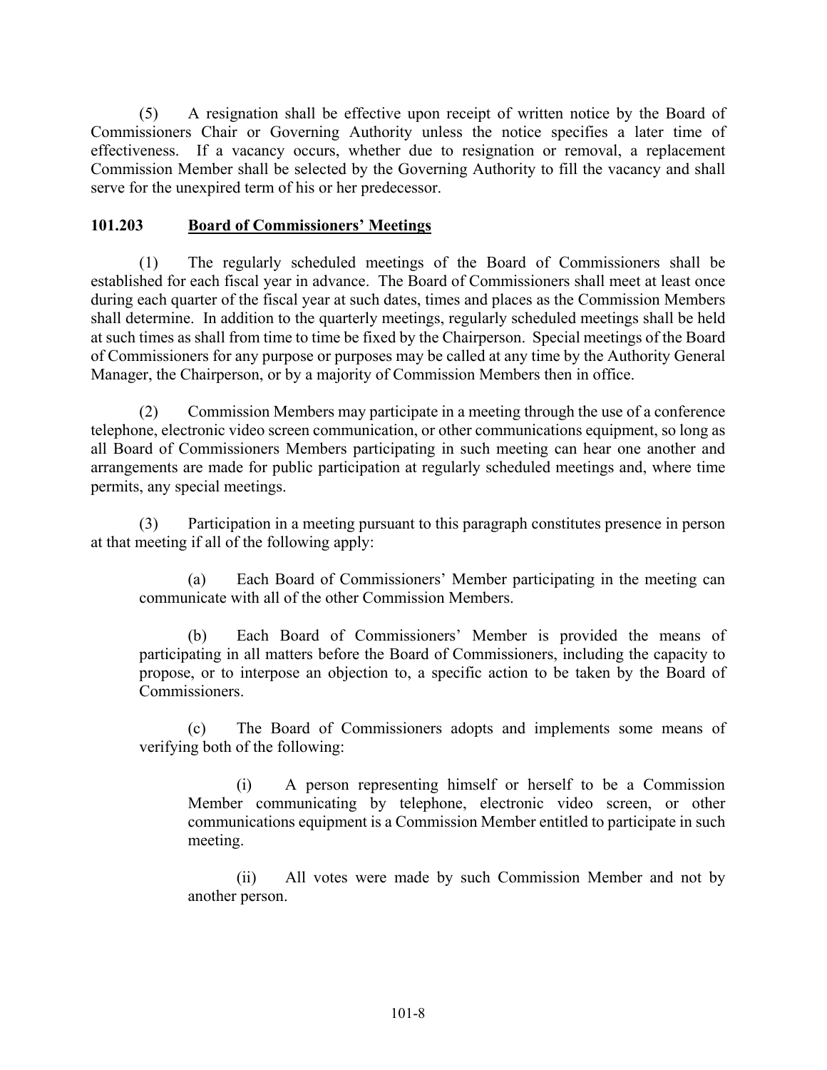(5) A resignation shall be effective upon receipt of written notice by the Board of Commissioners Chair or Governing Authority unless the notice specifies a later time of effectiveness. If a vacancy occurs, whether due to resignation or removal, a replacement Commission Member shall be selected by the Governing Authority to fill the vacancy and shall serve for the unexpired term of his or her predecessor.

### 101.203 Board of Commissioners' Meetings

(1) The regularly scheduled meetings of the Board of Commissioners shall be established for each fiscal year in advance. The Board of Commissioners shall meet at least once during each quarter of the fiscal year at such dates, times and places as the Commission Members shall determine. In addition to the quarterly meetings, regularly scheduled meetings shall be held at such times as shall from time to time be fixed by the Chairperson. Special meetings of the Board of Commissioners for any purpose or purposes may be called at any time by the Authority General Manager, the Chairperson, or by a majority of Commission Members then in office.

(2) Commission Members may participate in a meeting through the use of a conference telephone, electronic video screen communication, or other communications equipment, so long as all Board of Commissioners Members participating in such meeting can hear one another and arrangements are made for public participation at regularly scheduled meetings and, where time permits, any special meetings.

(3) Participation in a meeting pursuant to this paragraph constitutes presence in person at that meeting if all of the following apply:

> (a) Each Board of Commissioners' Member participating in the meeting can communicate with all of the other Commission Members.
>
> (b) Each Board of Commissioners' Member is provided the means of participating in all matters before the Board of Commissioners, including the capacity to propose, or to interpose an objection to, a specific action to be taken by the Board of Commissioners.
>
> (c) The Board of Commissioners adopts and implements some means of verifying both of the following:
>
> > (i) A person representing himself or herself to be a Commission Member communicating by telephone, electronic video screen, or other communications equipment is a Commission Member entitled to participate in such meeting.
> >
> > (ii) All votes were made by such Commission Member and not by another person.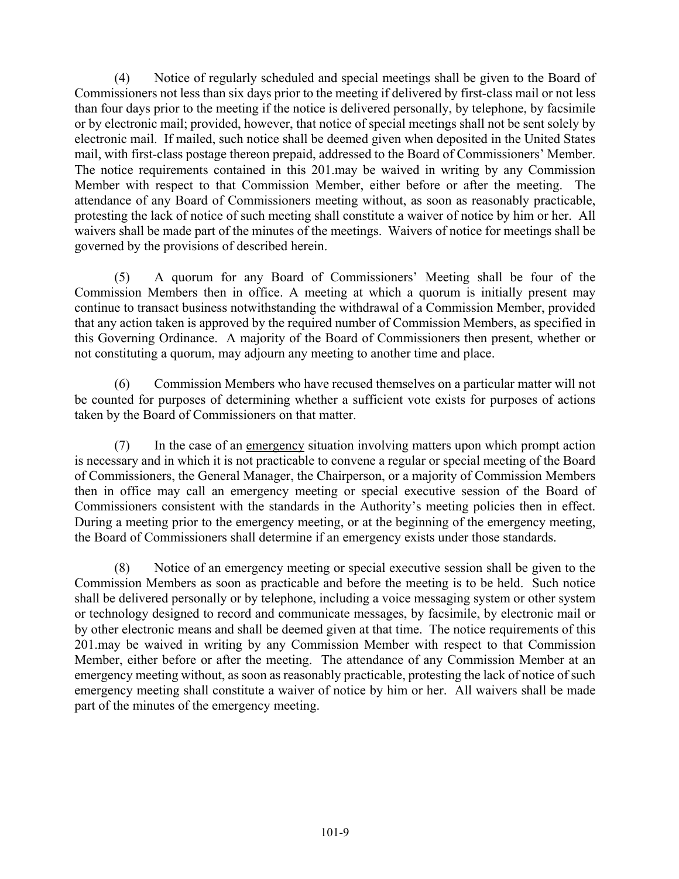(4) Notice of regularly scheduled and special meetings shall be given to the Board of Commissioners not less than six days prior to the meeting if delivered by first-class mail or not less than four days prior to the meeting if the notice is delivered personally, by telephone, by facsimile or by electronic mail; provided, however, that notice of special meetings shall not be sent solely by electronic mail. If mailed, such notice shall be deemed given when deposited in the United States mail, with first-class postage thereon prepaid, addressed to the Board of Commissioners' Member. The notice requirements contained in this 201.may be waived in writing by any Commission Member with respect to that Commission Member, either before or after the meeting. The attendance of any Board of Commissioners meeting without, as soon as reasonably practicable, protesting the lack of notice of such meeting shall constitute a waiver of notice by him or her. All waivers shall be made part of the minutes of the meetings. Waivers of notice for meetings shall be governed by the provisions of described herein.

(5) A quorum for any Board of Commissioners' Meeting shall be four of the Commission Members then in office. A meeting at which a quorum is initially present may continue to transact business notwithstanding the withdrawal of a Commission Member, provided that any action taken is approved by the required number of Commission Members, as specified in this Governing Ordinance. A majority of the Board of Commissioners then present, whether or not constituting a quorum, may adjourn any meeting to another time and place.

(6) Commission Members who have recused themselves on a particular matter will not be counted for purposes of determining whether a sufficient vote exists for purposes of actions taken by the Board of Commissioners on that matter.

(7) In the case of an <u>emergency</u> situation involving matters upon which prompt action is necessary and in which it is not practicable to convene a regular or special meeting of the Board of Commissioners, the General Manager, the Chairperson, or a majority of Commission Members then in office may call an emergency meeting or special executive session of the Board of Commissioners consistent with the standards in the Authority's meeting policies then in effect. During a meeting prior to the emergency meeting, or at the beginning of the emergency meeting, the Board of Commissioners shall determine if an emergency exists under those standards.

(8) Notice of an emergency meeting or special executive session shall be given to the Commission Members as soon as practicable and before the meeting is to be held. Such notice shall be delivered personally or by telephone, including a voice messaging system or other system or technology designed to record and communicate messages, by facsimile, by electronic mail or by other electronic means and shall be deemed given at that time. The notice requirements of this 201.may be waived in writing by any Commission Member with respect to that Commission Member, either before or after the meeting. The attendance of any Commission Member at an emergency meeting without, as soon as reasonably practicable, protesting the lack of notice of such emergency meeting shall constitute a waiver of notice by him or her. All waivers shall be made part of the minutes of the emergency meeting.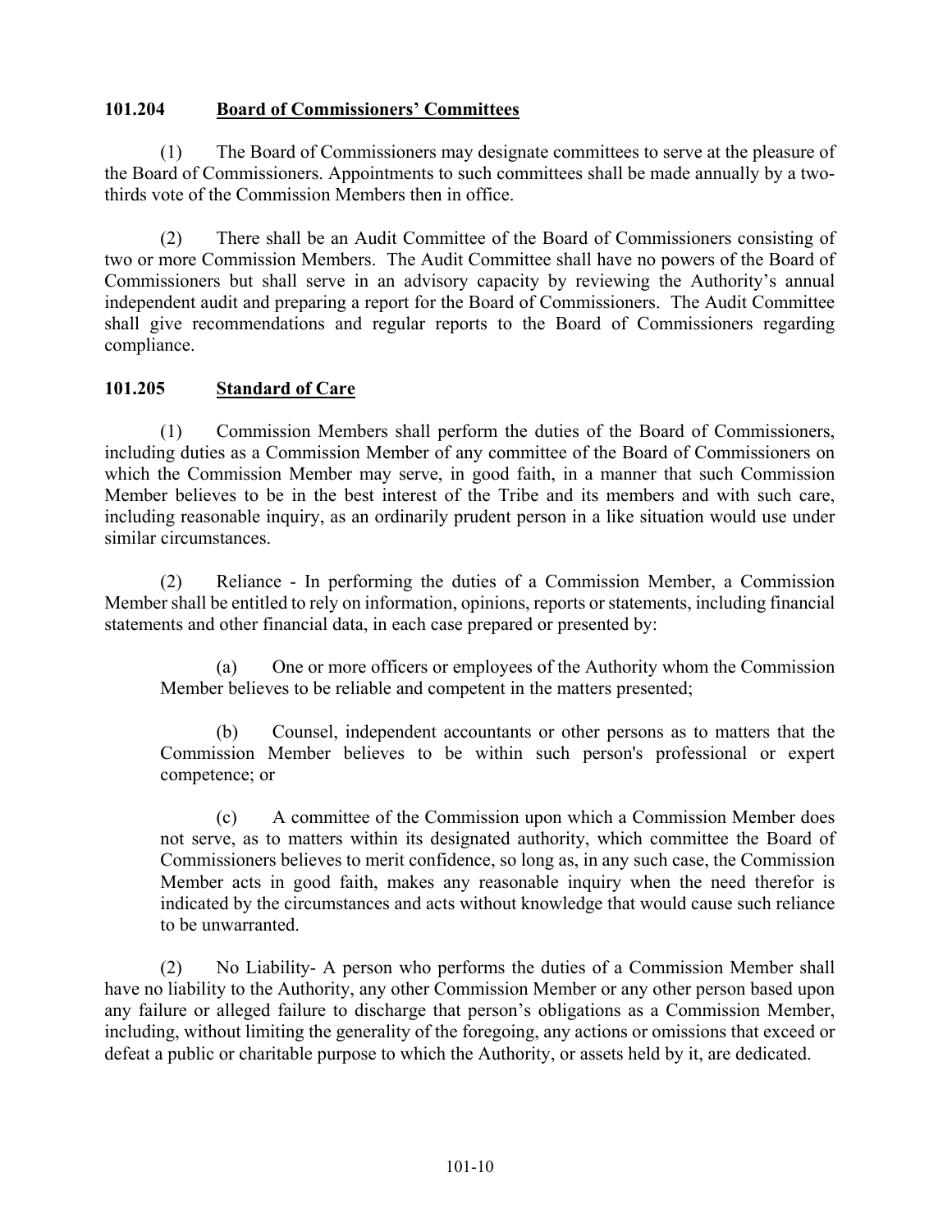### 101.204 **Board of Commissioners' Committees**

(1) The Board of Commissioners may designate committees to serve at the pleasure of the Board of Commissioners. Appointments to such committees shall be made annually by a two-thirds vote of the Commission Members then in office.

(2) There shall be an Audit Committee of the Board of Commissioners consisting of two or more Commission Members. The Audit Committee shall have no powers of the Board of Commissioners but shall serve in an advisory capacity by reviewing the Authority's annual independent audit and preparing a report for the Board of Commissioners. The Audit Committee shall give recommendations and regular reports to the Board of Commissioners regarding compliance.

### 101.205 **Standard of Care**

(1) Commission Members shall perform the duties of the Board of Commissioners, including duties as a Commission Member of any committee of the Board of Commissioners on which the Commission Member may serve, in good faith, in a manner that such Commission Member believes to be in the best interest of the Tribe and its members and with such care, including reasonable inquiry, as an ordinarily prudent person in a like situation would use under similar circumstances.

(2) Reliance - In performing the duties of a Commission Member, a Commission Member shall be entitled to rely on information, opinions, reports or statements, including financial statements and other financial data, in each case prepared or presented by:

> (a) One or more officers or employees of the Authority whom the Commission Member believes to be reliable and competent in the matters presented;
>
> (b) Counsel, independent accountants or other persons as to matters that the Commission Member believes to be within such person's professional or expert competence; or
>
> (c) A committee of the Commission upon which a Commission Member does not serve, as to matters within its designated authority, which committee the Board of Commissioners believes to merit confidence, so long as, in any such case, the Commission Member acts in good faith, makes any reasonable inquiry when the need therefor is indicated by the circumstances and acts without knowledge that would cause such reliance to be unwarranted.

(2) No Liability- A person who performs the duties of a Commission Member shall have no liability to the Authority, any other Commission Member or any other person based upon any failure or alleged failure to discharge that person's obligations as a Commission Member, including, without limiting the generality of the foregoing, any actions or omissions that exceed or defeat a public or charitable purpose to which the Authority, or assets held by it, are dedicated.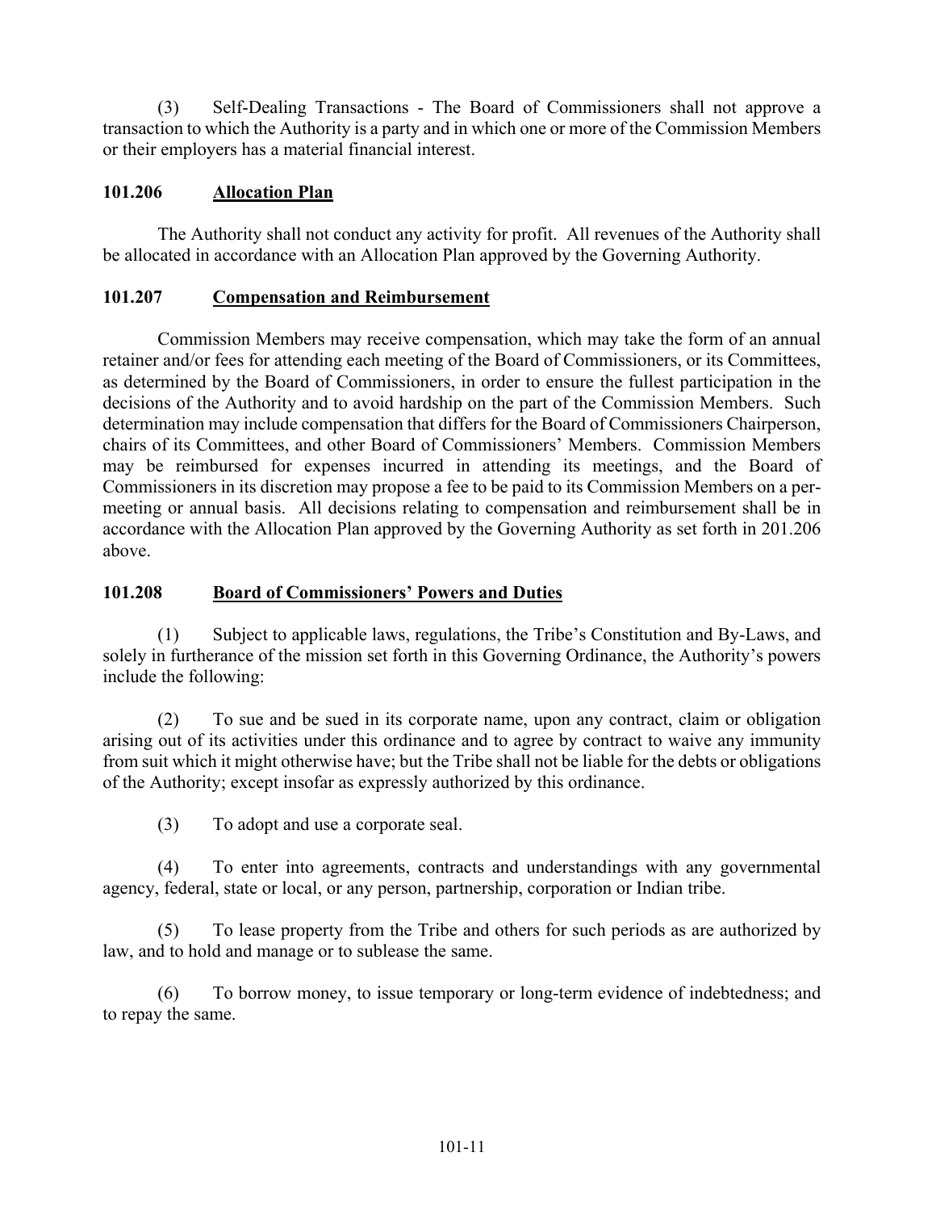(3) Self-Dealing Transactions - The Board of Commissioners shall not approve a transaction to which the Authority is a party and in which one or more of the Commission Members or their employers has a material financial interest.

### 101.206 Allocation Plan

The Authority shall not conduct any activity for profit. All revenues of the Authority shall be allocated in accordance with an Allocation Plan approved by the Governing Authority.

### 101.207 Compensation and Reimbursement

Commission Members may receive compensation, which may take the form of an annual retainer and/or fees for attending each meeting of the Board of Commissioners, or its Committees, as determined by the Board of Commissioners, in order to ensure the fullest participation in the decisions of the Authority and to avoid hardship on the part of the Commission Members. Such determination may include compensation that differs for the Board of Commissioners Chairperson, chairs of its Committees, and other Board of Commissioners' Members. Commission Members may be reimbursed for expenses incurred in attending its meetings, and the Board of Commissioners in its discretion may propose a fee to be paid to its Commission Members on a per-meeting or annual basis. All decisions relating to compensation and reimbursement shall be in accordance with the Allocation Plan approved by the Governing Authority as set forth in 201.206 above.

### 101.208 Board of Commissioners' Powers and Duties

(1) Subject to applicable laws, regulations, the Tribe's Constitution and By-Laws, and solely in furtherance of the mission set forth in this Governing Ordinance, the Authority's powers include the following:

(2) To sue and be sued in its corporate name, upon any contract, claim or obligation arising out of its activities under this ordinance and to agree by contract to waive any immunity from suit which it might otherwise have; but the Tribe shall not be liable for the debts or obligations of the Authority; except insofar as expressly authorized by this ordinance.

(3) To adopt and use a corporate seal.

(4) To enter into agreements, contracts and understandings with any governmental agency, federal, state or local, or any person, partnership, corporation or Indian tribe.

(5) To lease property from the Tribe and others for such periods as are authorized by law, and to hold and manage or to sublease the same.

(6) To borrow money, to issue temporary or long-term evidence of indebtedness; and to repay the same.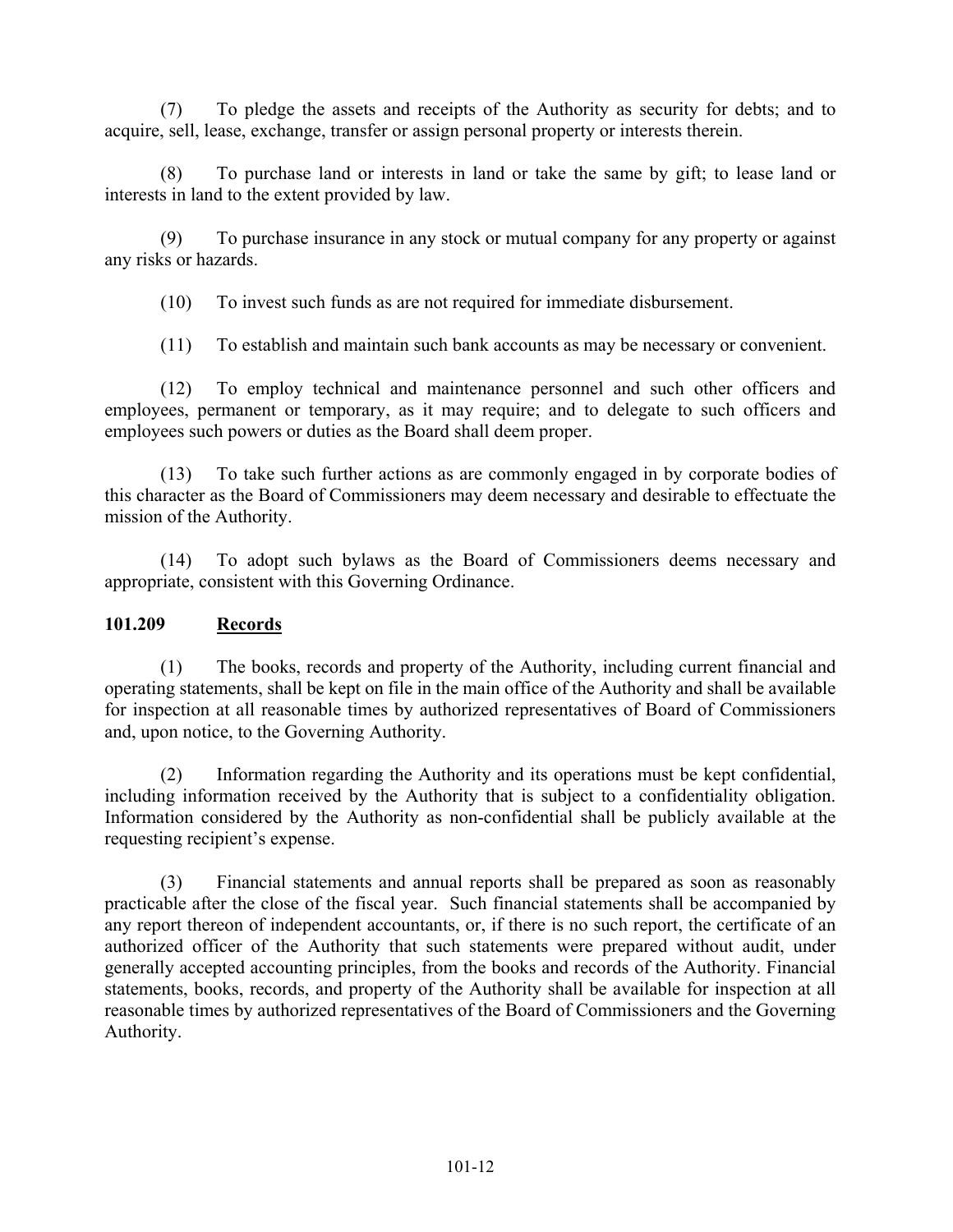(7) To pledge the assets and receipts of the Authority as security for debts; and to acquire, sell, lease, exchange, transfer or assign personal property or interests therein.

(8) To purchase land or interests in land or take the same by gift; to lease land or interests in land to the extent provided by law.

(9) To purchase insurance in any stock or mutual company for any property or against any risks or hazards.

(10) To invest such funds as are not required for immediate disbursement.

(11) To establish and maintain such bank accounts as may be necessary or convenient.

(12) To employ technical and maintenance personnel and such other officers and employees, permanent or temporary, as it may require; and to delegate to such officers and employees such powers or duties as the Board shall deem proper.

(13) To take such further actions as are commonly engaged in by corporate bodies of this character as the Board of Commissioners may deem necessary and desirable to effectuate the mission of the Authority.

(14) To adopt such bylaws as the Board of Commissioners deems necessary and appropriate, consistent with this Governing Ordinance.

### 101.209 Records

(1) The books, records and property of the Authority, including current financial and operating statements, shall be kept on file in the main office of the Authority and shall be available for inspection at all reasonable times by authorized representatives of Board of Commissioners and, upon notice, to the Governing Authority.

(2) Information regarding the Authority and its operations must be kept confidential, including information received by the Authority that is subject to a confidentiality obligation. Information considered by the Authority as non-confidential shall be publicly available at the requesting recipient's expense.

(3) Financial statements and annual reports shall be prepared as soon as reasonably practicable after the close of the fiscal year. Such financial statements shall be accompanied by any report thereon of independent accountants, or, if there is no such report, the certificate of an authorized officer of the Authority that such statements were prepared without audit, under generally accepted accounting principles, from the books and records of the Authority. Financial statements, books, records, and property of the Authority shall be available for inspection at all reasonable times by authorized representatives of the Board of Commissioners and the Governing Authority.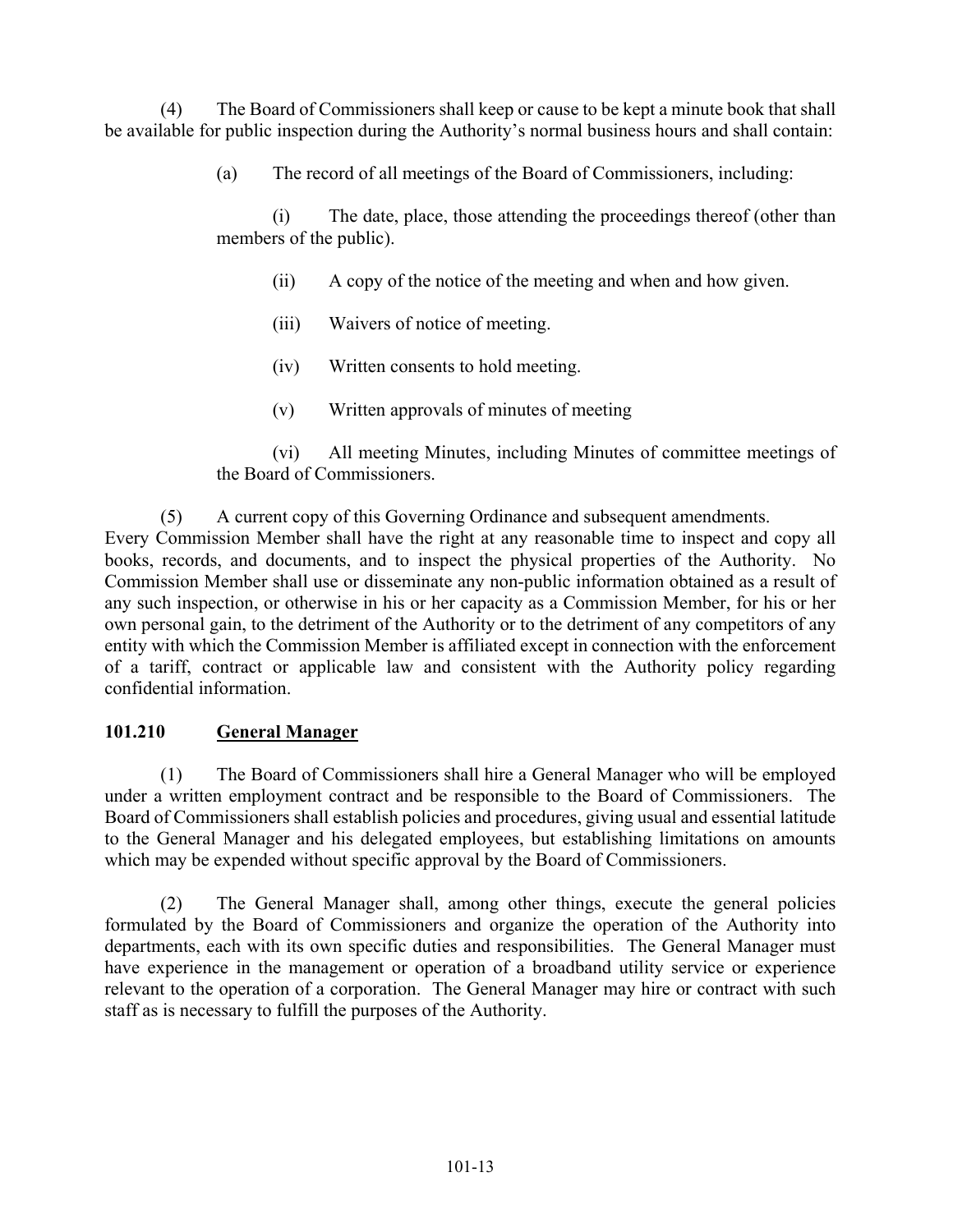(4) The Board of Commissioners shall keep or cause to be kept a minute book that shall be available for public inspection during the Authority's normal business hours and shall contain:

(a) The record of all meetings of the Board of Commissioners, including:

(i) The date, place, those attending the proceedings thereof (other than members of the public).

(ii) A copy of the notice of the meeting and when and how given.

(iii) Waivers of notice of meeting.

(iv) Written consents to hold meeting.

(v) Written approvals of minutes of meeting

(vi) All meeting Minutes, including Minutes of committee meetings of the Board of Commissioners.

(5) A current copy of this Governing Ordinance and subsequent amendments.

Every Commission Member shall have the right at any reasonable time to inspect and copy all books, records, and documents, and to inspect the physical properties of the Authority. No Commission Member shall use or disseminate any non-public information obtained as a result of any such inspection, or otherwise in his or her capacity as a Commission Member, for his or her own personal gain, to the detriment of the Authority or to the detriment of any competitors of any entity with which the Commission Member is affiliated except in connection with the enforcement of a tariff, contract or applicable law and consistent with the Authority policy regarding confidential information.

## 101.210 General Manager

(1) The Board of Commissioners shall hire a General Manager who will be employed under a written employment contract and be responsible to the Board of Commissioners. The Board of Commissioners shall establish policies and procedures, giving usual and essential latitude to the General Manager and his delegated employees, but establishing limitations on amounts which may be expended without specific approval by the Board of Commissioners.

(2) The General Manager shall, among other things, execute the general policies formulated by the Board of Commissioners and organize the operation of the Authority into departments, each with its own specific duties and responsibilities. The General Manager must have experience in the management or operation of a broadband utility service or experience relevant to the operation of a corporation. The General Manager may hire or contract with such staff as is necessary to fulfill the purposes of the Authority.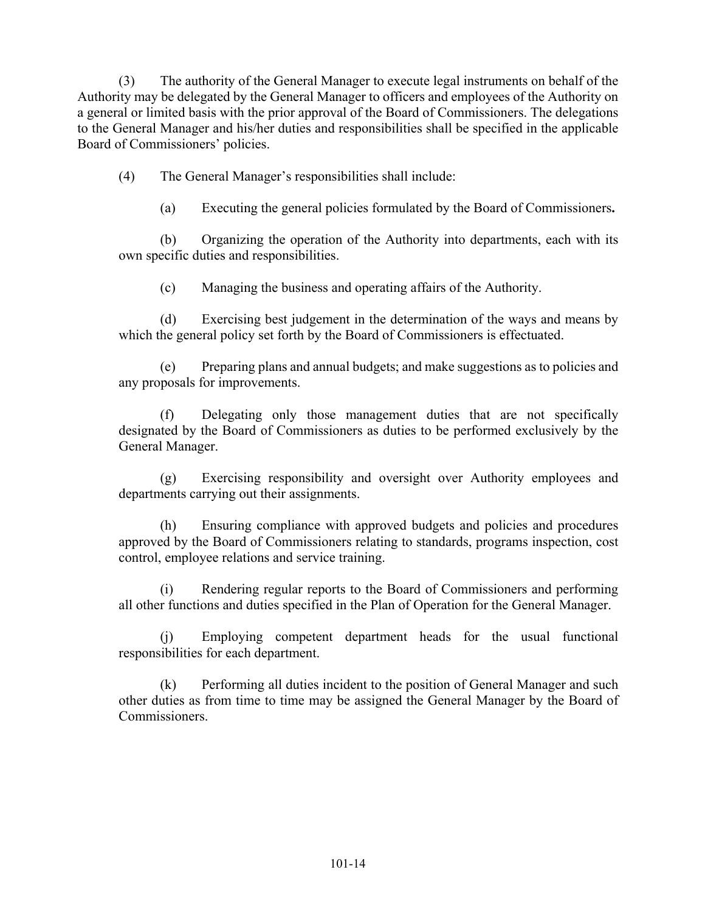(3) The authority of the General Manager to execute legal instruments on behalf of the Authority may be delegated by the General Manager to officers and employees of the Authority on a general or limited basis with the prior approval of the Board of Commissioners. The delegations to the General Manager and his/her duties and responsibilities shall be specified in the applicable Board of Commissioners' policies.

(4) The General Manager's responsibilities shall include:

(a) Executing the general policies formulated by the Board of Commissioners**.**

(b) Organizing the operation of the Authority into departments, each with its own specific duties and responsibilities.

(c) Managing the business and operating affairs of the Authority.

(d) Exercising best judgement in the determination of the ways and means by which the general policy set forth by the Board of Commissioners is effectuated.

(e) Preparing plans and annual budgets; and make suggestions as to policies and any proposals for improvements.

(f) Delegating only those management duties that are not specifically designated by the Board of Commissioners as duties to be performed exclusively by the General Manager.

(g) Exercising responsibility and oversight over Authority employees and departments carrying out their assignments.

(h) Ensuring compliance with approved budgets and policies and procedures approved by the Board of Commissioners relating to standards, programs inspection, cost control, employee relations and service training.

(i) Rendering regular reports to the Board of Commissioners and performing all other functions and duties specified in the Plan of Operation for the General Manager.

(j) Employing competent department heads for the usual functional responsibilities for each department.

(k) Performing all duties incident to the position of General Manager and such other duties as from time to time may be assigned the General Manager by the Board of Commissioners.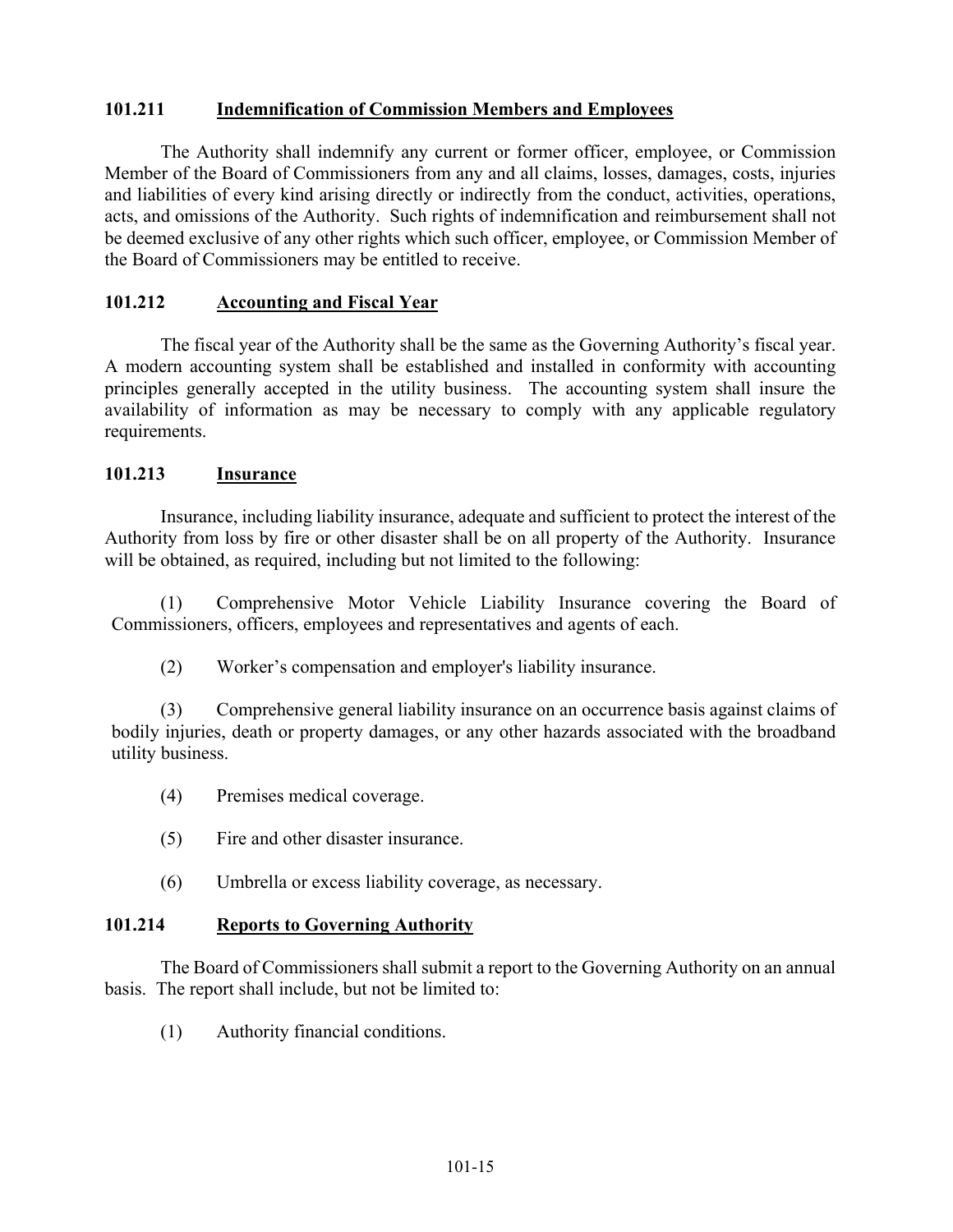### 101.211 <u>Indemnification of Commission Members and Employees</u>

The Authority shall indemnify any current or former officer, employee, or Commission Member of the Board of Commissioners from any and all claims, losses, damages, costs, injuries and liabilities of every kind arising directly or indirectly from the conduct, activities, operations, acts, and omissions of the Authority. Such rights of indemnification and reimbursement shall not be deemed exclusive of any other rights which such officer, employee, or Commission Member of the Board of Commissioners may be entitled to receive.

### 101.212 <u>Accounting and Fiscal Year</u>

The fiscal year of the Authority shall be the same as the Governing Authority's fiscal year. A modern accounting system shall be established and installed in conformity with accounting principles generally accepted in the utility business. The accounting system shall insure the availability of information as may be necessary to comply with any applicable regulatory requirements.

### 101.213 <u>Insurance</u>

Insurance, including liability insurance, adequate and sufficient to protect the interest of the Authority from loss by fire or other disaster shall be on all property of the Authority. Insurance will be obtained, as required, including but not limited to the following:

(1) Comprehensive Motor Vehicle Liability Insurance covering the Board of Commissioners, officers, employees and representatives and agents of each.

(2) Worker's compensation and employer's liability insurance.

(3) Comprehensive general liability insurance on an occurrence basis against claims of bodily injuries, death or property damages, or any other hazards associated with the broadband utility business.

(4) Premises medical coverage.

(5) Fire and other disaster insurance.

(6) Umbrella or excess liability coverage, as necessary.

### 101.214 <u>Reports to Governing Authority</u>

The Board of Commissioners shall submit a report to the Governing Authority on an annual basis. The report shall include, but not be limited to:

(1) Authority financial conditions.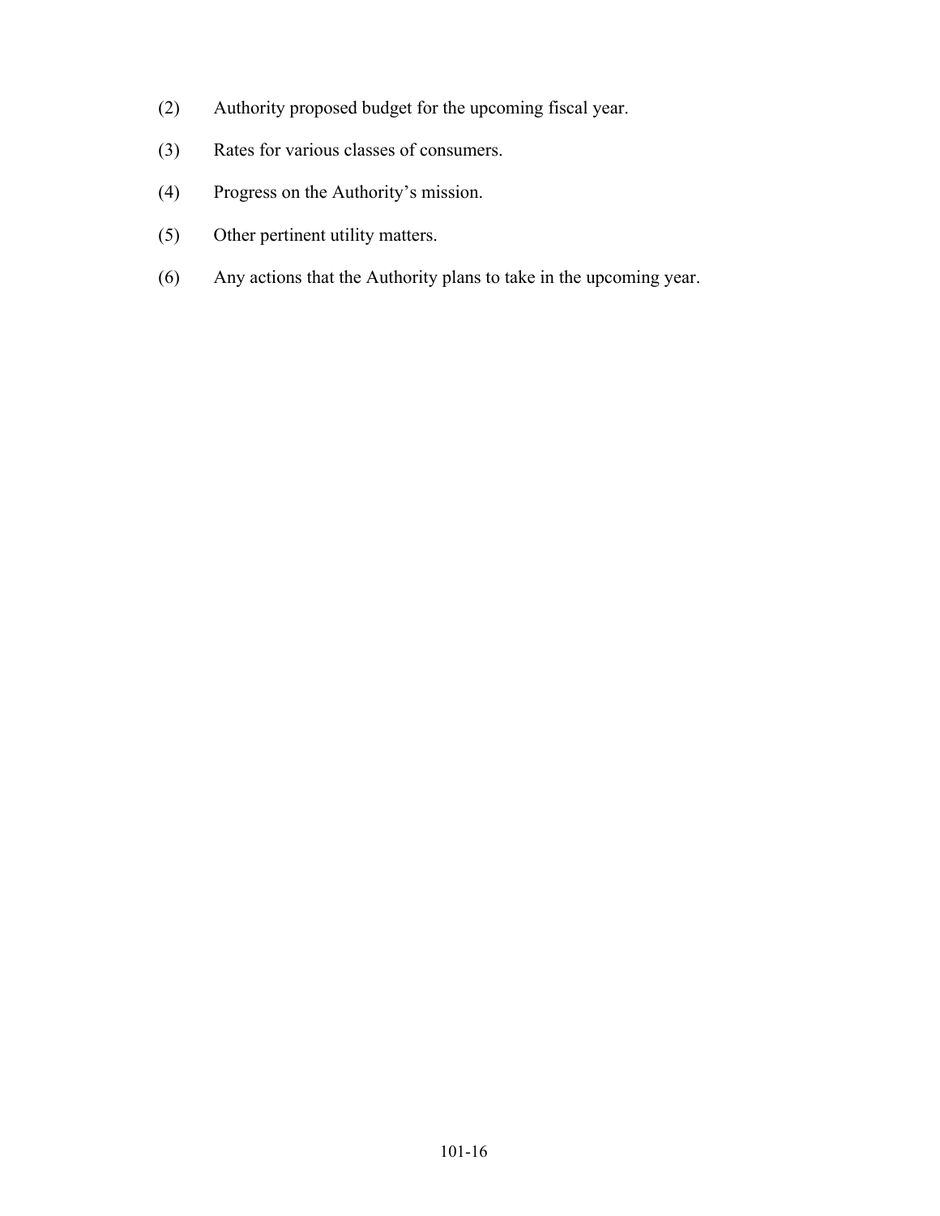(2) Authority proposed budget for the upcoming fiscal year.

(3) Rates for various classes of consumers.

(4) Progress on the Authority's mission.

(5) Other pertinent utility matters.

(6) Any actions that the Authority plans to take in the upcoming year.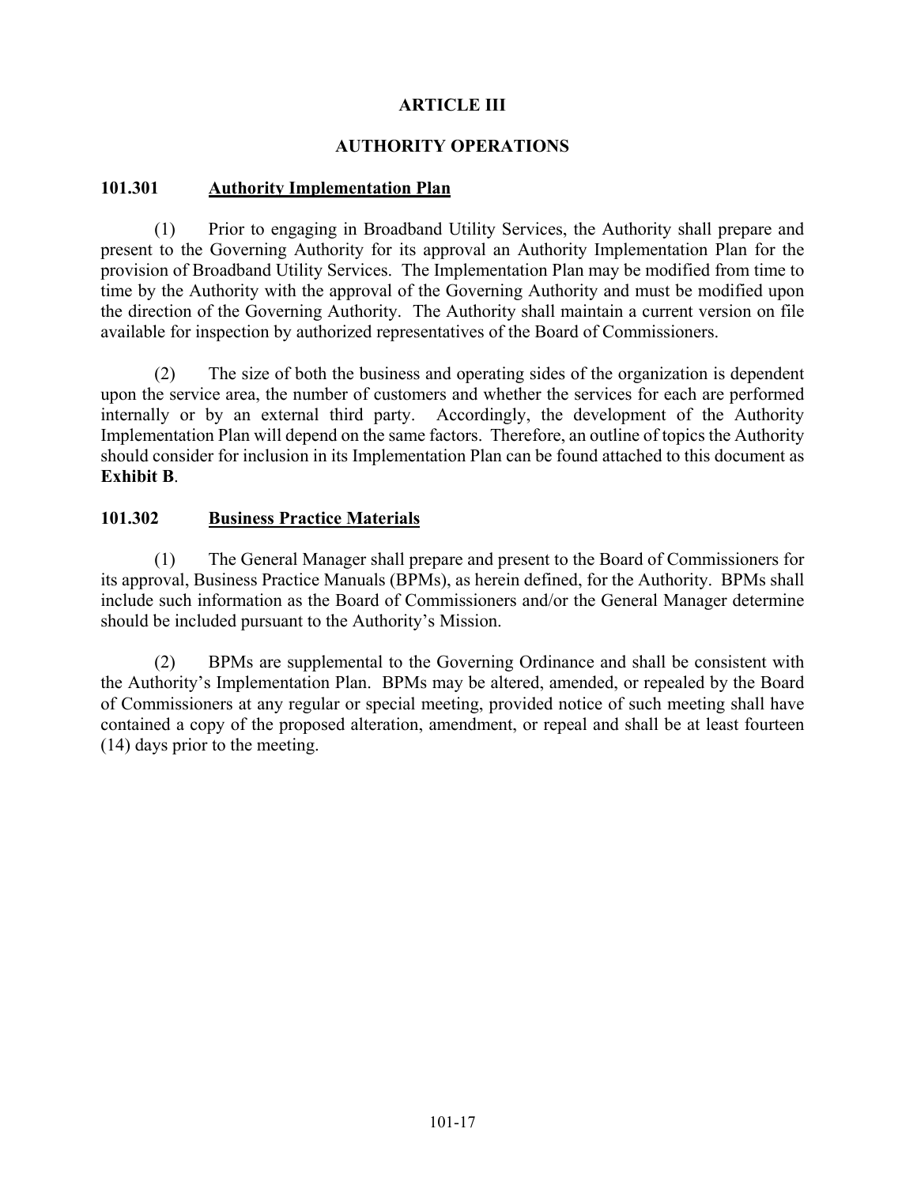## ARTICLE III

## AUTHORITY OPERATIONS

### 101.301 <u>Authority Implementation Plan</u>

(1) Prior to engaging in Broadband Utility Services, the Authority shall prepare and present to the Governing Authority for its approval an Authority Implementation Plan for the provision of Broadband Utility Services. The Implementation Plan may be modified from time to time by the Authority with the approval of the Governing Authority and must be modified upon the direction of the Governing Authority. The Authority shall maintain a current version on file available for inspection by authorized representatives of the Board of Commissioners.

(2) The size of both the business and operating sides of the organization is dependent upon the service area, the number of customers and whether the services for each are performed internally or by an external third party. Accordingly, the development of the Authority Implementation Plan will depend on the same factors. Therefore, an outline of topics the Authority should consider for inclusion in its Implementation Plan can be found attached to this document as **Exhibit B**.

### 101.302 <u>Business Practice Materials</u>

(1) The General Manager shall prepare and present to the Board of Commissioners for its approval, Business Practice Manuals (BPMs), as herein defined, for the Authority. BPMs shall include such information as the Board of Commissioners and/or the General Manager determine should be included pursuant to the Authority's Mission.

(2) BPMs are supplemental to the Governing Ordinance and shall be consistent with the Authority's Implementation Plan. BPMs may be altered, amended, or repealed by the Board of Commissioners at any regular or special meeting, provided notice of such meeting shall have contained a copy of the proposed alteration, amendment, or repeal and shall be at least fourteen (14) days prior to the meeting.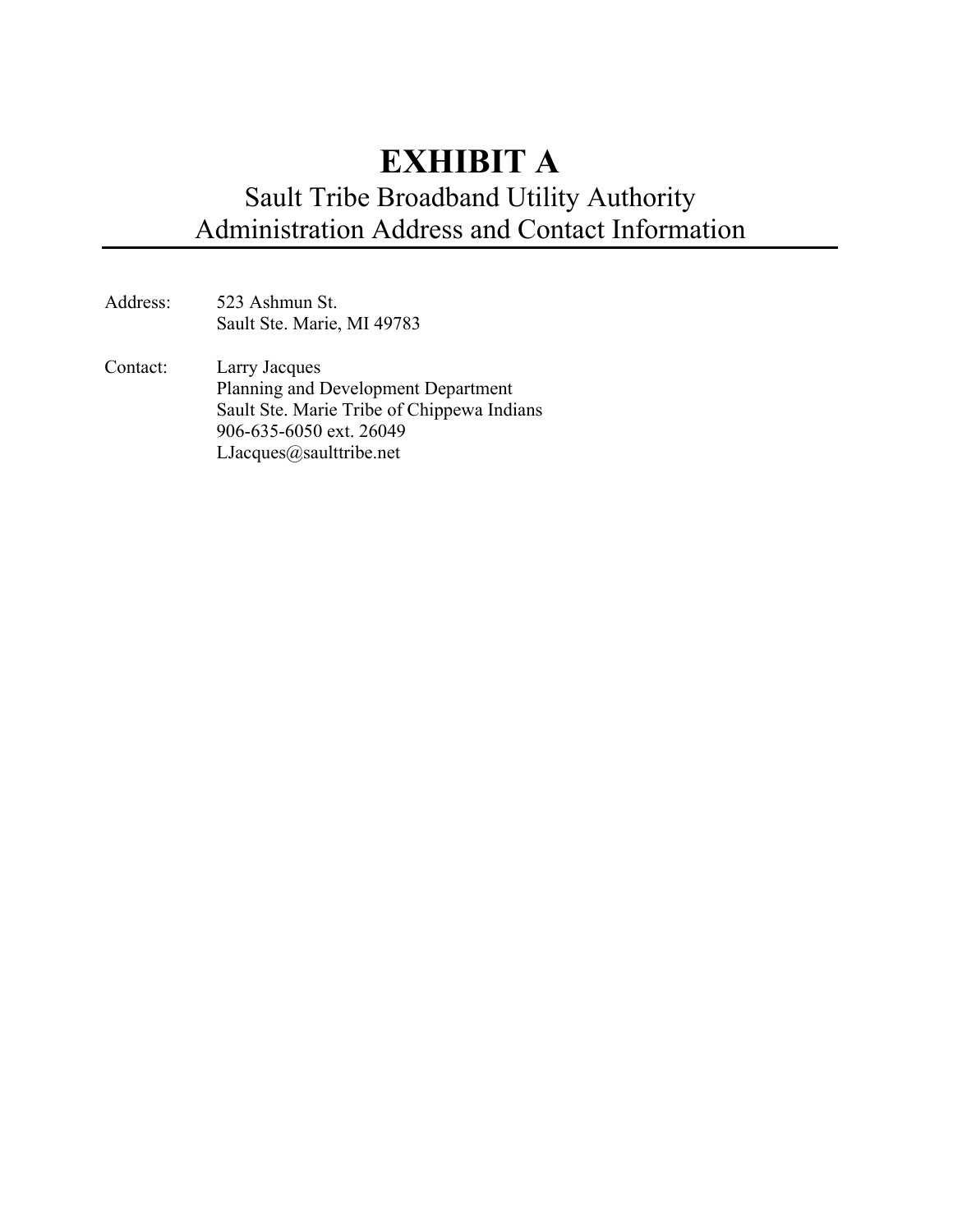# EXHIBIT A

## Sault Tribe Broadband Utility Authority
## Administration Address and Contact Information

---

Address: 523 Ashmun St.
Sault Ste. Marie, MI 49783

Contact: Larry Jacques
Planning and Development Department
Sault Ste. Marie Tribe of Chippewa Indians
906-635-6050 ext. 26049
LJacques@saulttribe.net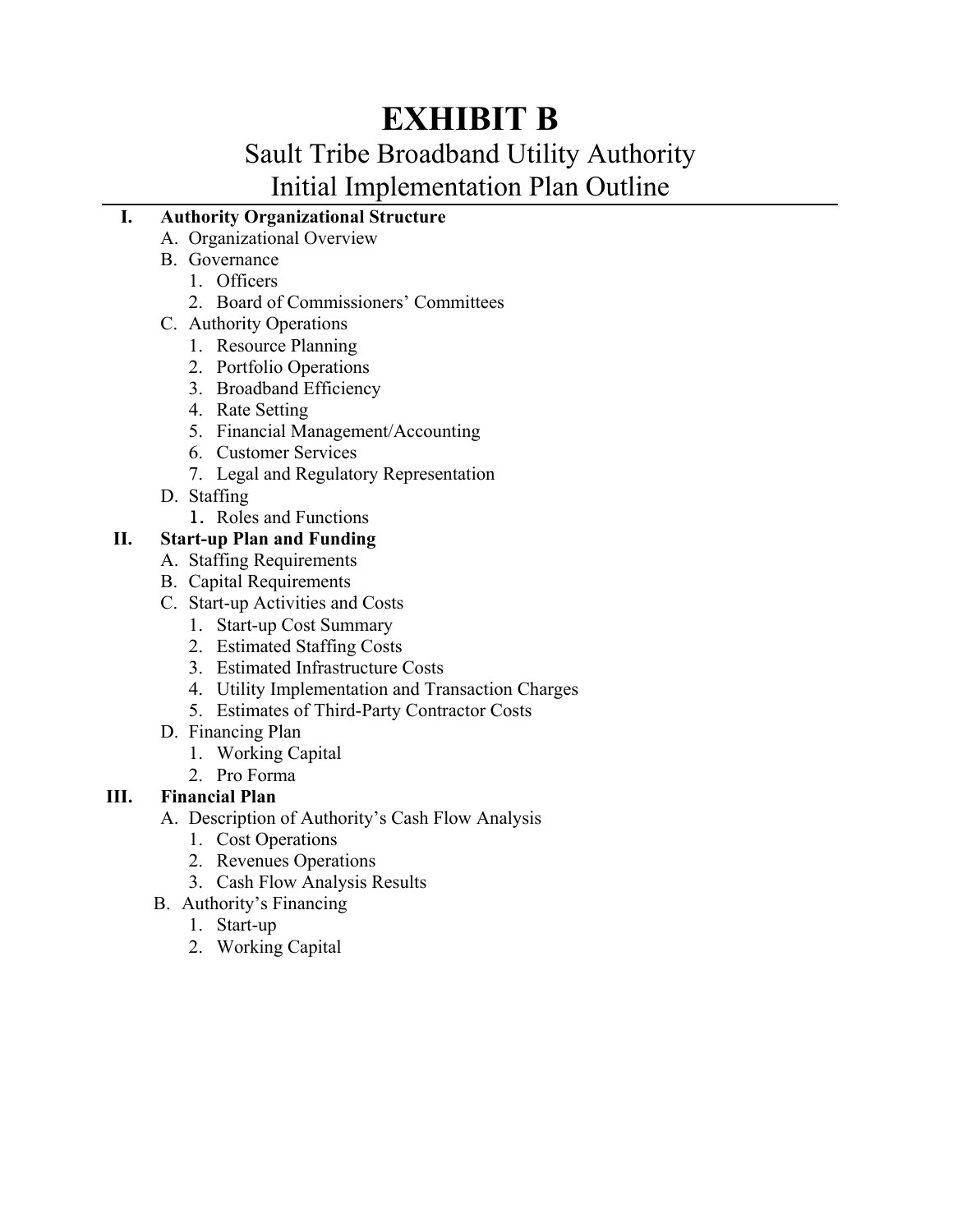# EXHIBIT B

## Sault Tribe Broadband Utility Authority
## Initial Implementation Plan Outline

- **I. Authority Organizational Structure**
  - A. Organizational Overview
  - B. Governance
    1. Officers
    2. Board of Commissioners' Committees
  - C. Authority Operations
    1. Resource Planning
    2. Portfolio Operations
    3. Broadband Efficiency
    4. Rate Setting
    5. Financial Management/Accounting
    6. Customer Services
    7. Legal and Regulatory Representation
  - D. Staffing
    1. Roles and Functions
- **II. Start-up Plan and Funding**
  - A. Staffing Requirements
  - B. Capital Requirements
  - C. Start-up Activities and Costs
    1. Start-up Cost Summary
    2. Estimated Staffing Costs
    3. Estimated Infrastructure Costs
    4. Utility Implementation and Transaction Charges
    5. Estimates of Third-Party Contractor Costs
  - D. Financing Plan
    1. Working Capital
    2. Pro Forma
- **III. Financial Plan**
  - A. Description of Authority's Cash Flow Analysis
    1. Cost Operations
    2. Revenues Operations
    3. Cash Flow Analysis Results
  - B. Authority's Financing
    1. Start-up
    2. Working Capital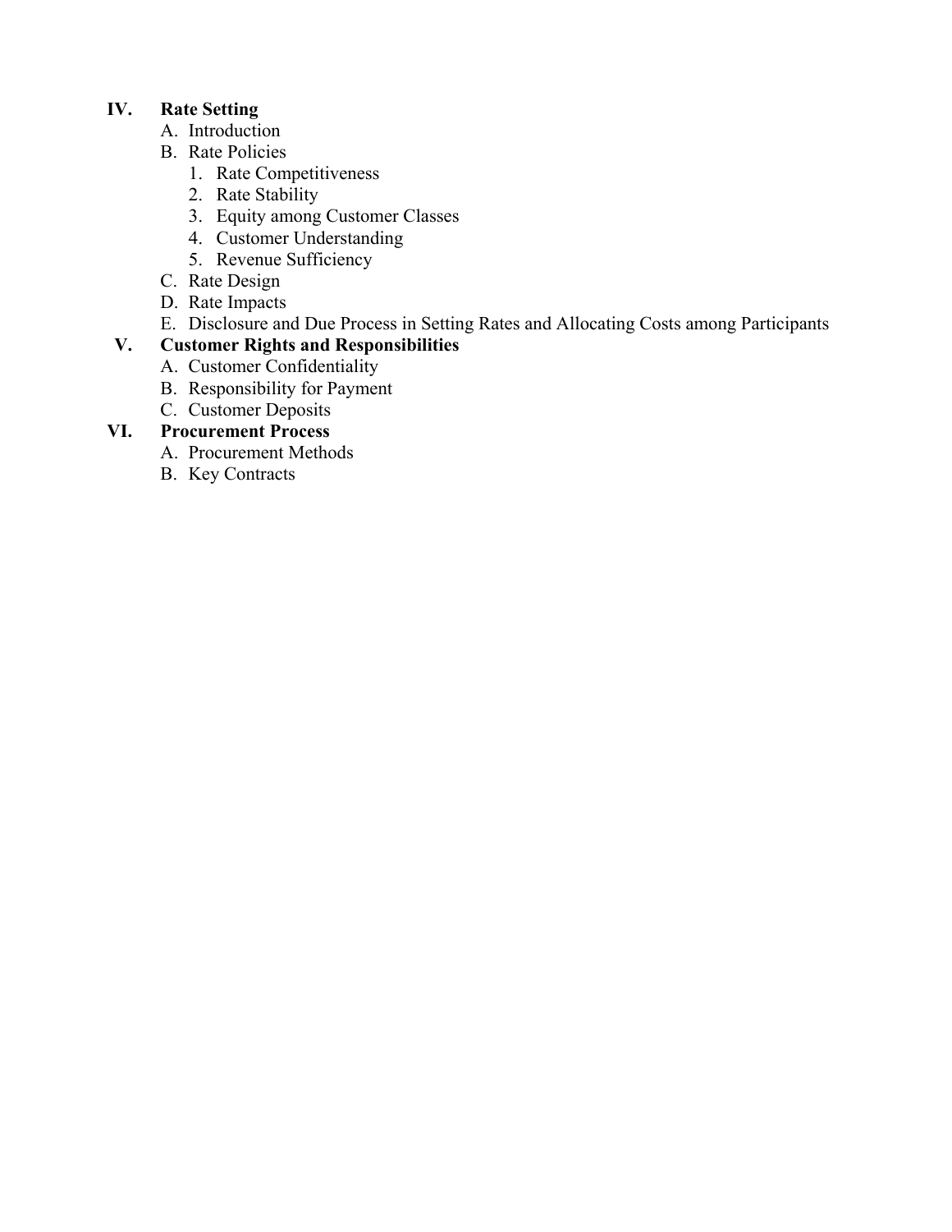**IV. Rate Setting**

A. Introduction

B. Rate Policies

1. Rate Competitiveness
2. Rate Stability
3. Equity among Customer Classes
4. Customer Understanding
5. Revenue Sufficiency

C. Rate Design

D. Rate Impacts

E. Disclosure and Due Process in Setting Rates and Allocating Costs among Participants

**V. Customer Rights and Responsibilities**

A. Customer Confidentiality

B. Responsibility for Payment

C. Customer Deposits

**VI. Procurement Process**

A. Procurement Methods

B. Key Contracts